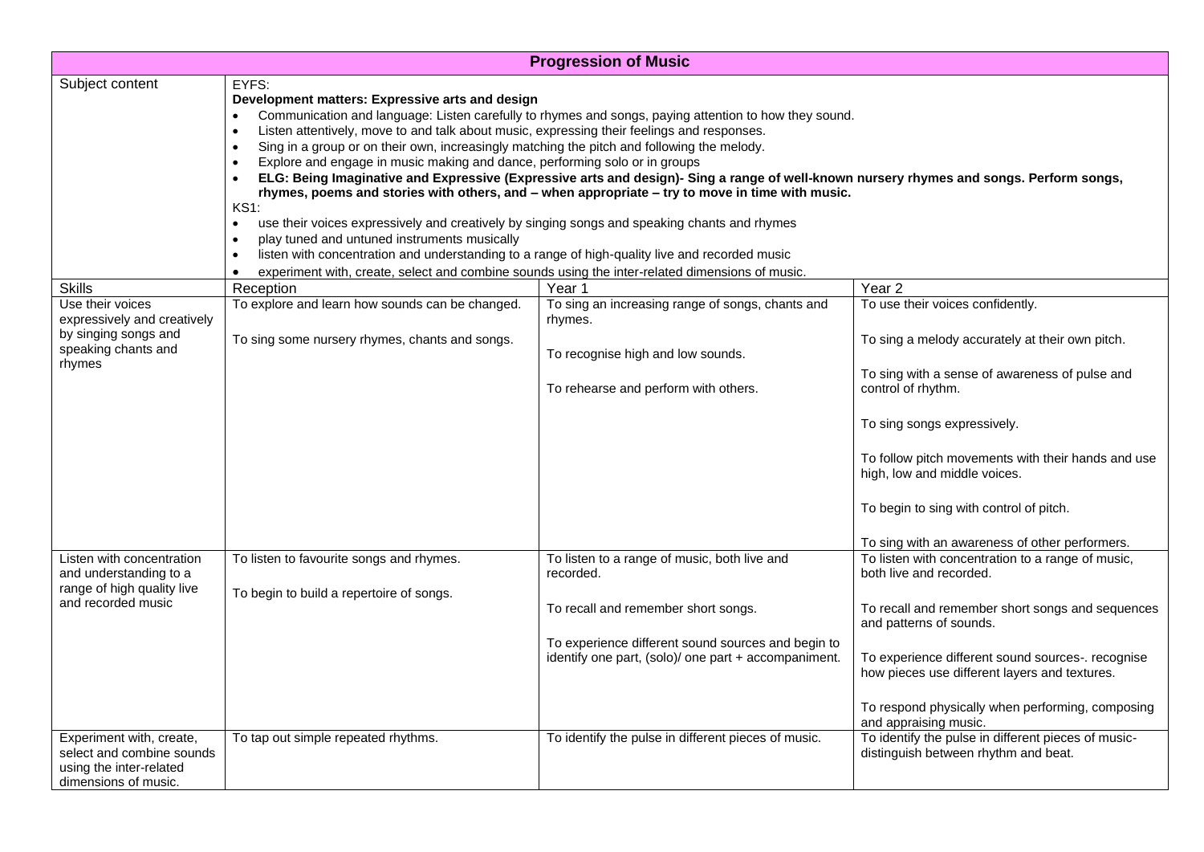| Progression of Music | | | |
|---|---|---|---|
| Subject content | EYFS:<br>**Development matters: Expressive arts and design**<br>• Communication and language: Listen carefully to rhymes and songs, paying attention to how they sound.<br>• Listen attentively, move to and talk about music, expressing their feelings and responses.<br>• Sing in a group or on their own, increasingly matching the pitch and following the melody.<br>• Explore and engage in music making and dance, performing solo or in groups<br>• **ELG: Being Imaginative and Expressive (Expressive arts and design)- Sing a range of well-known nursery rhymes and songs. Perform songs, rhymes, poems and stories with others, and – when appropriate – try to move in time with music.**<br>KS1:<br>• use their voices expressively and creatively by singing songs and speaking chants and rhymes<br>• play tuned and untuned instruments musically<br>• listen with concentration and understanding to a range of high-quality live and recorded music<br>• experiment with, create, select and combine sounds using the inter-related dimensions of music. | | |
| Skills | Reception | Year 1 | Year 2 |
| Use their voices expressively and creatively by singing songs and speaking chants and rhymes | To explore and learn how sounds can be changed.<br><br>To sing some nursery rhymes, chants and songs. | To sing an increasing range of songs, chants and rhymes.<br><br>To recognise high and low sounds.<br><br>To rehearse and perform with others. | To use their voices confidently.<br><br>To sing a melody accurately at their own pitch.<br><br>To sing with a sense of awareness of pulse and control of rhythm.<br><br>To sing songs expressively.<br><br>To follow pitch movements with their hands and use high, low and middle voices.<br><br>To begin to sing with control of pitch.<br><br>To sing with an awareness of other performers. |
| Listen with concentration and understanding to a range of high quality live and recorded music | To listen to favourite songs and rhymes.<br><br>To begin to build a repertoire of songs. | To listen to a range of music, both live and recorded.<br><br>To recall and remember short songs.<br><br>To experience different sound sources and begin to identify one part, (solo)/ one part + accompaniment. | To listen with concentration to a range of music, both live and recorded.<br><br>To recall and remember short songs and sequences and patterns of sounds.<br><br>To experience different sound sources-. recognise how pieces use different layers and textures.<br><br>To respond physically when performing, composing and appraising music. |
| Experiment with, create, select and combine sounds using the inter-related dimensions of music. | To tap out simple repeated rhythms. | To identify the pulse in different pieces of music. | To identify the pulse in different pieces of music- distinguish between rhythm and beat. |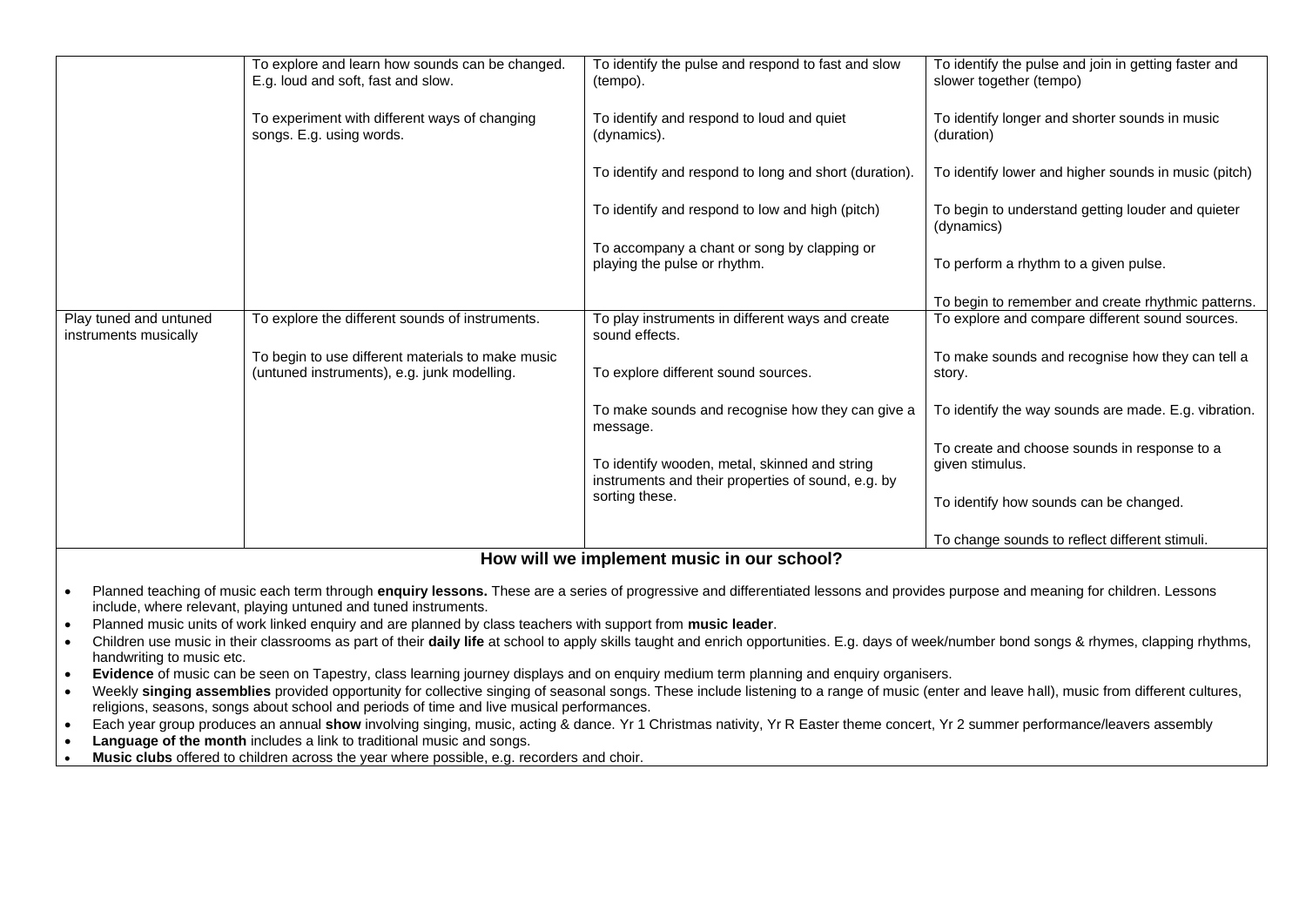| | | | |
|---|---|---|---|
| | To explore and learn how sounds can be changed. E.g. loud and soft, fast and slow.<br><br>To experiment with different ways of changing songs. E.g. using words. | To identify the pulse and respond to fast and slow (tempo).<br><br>To identify and respond to loud and quiet (dynamics).<br><br>To identify and respond to long and short (duration).<br><br>To identify and respond to low and high (pitch)<br><br>To accompany a chant or song by clapping or playing the pulse or rhythm. | To identify the pulse and join in getting faster and slower together (tempo)<br><br>To identify longer and shorter sounds in music (duration)<br><br>To identify lower and higher sounds in music (pitch)<br><br>To begin to understand getting louder and quieter (dynamics)<br><br>To perform a rhythm to a given pulse.<br><br>To begin to remember and create rhythmic patterns. |
| Play tuned and untuned instruments musically | To explore the different sounds of instruments.<br><br>To begin to use different materials to make music (untuned instruments), e.g. junk modelling. | To play instruments in different ways and create sound effects.<br><br>To explore different sound sources.<br><br>To make sounds and recognise how they can give a message.<br><br>To identify wooden, metal, skinned and string instruments and their properties of sound, e.g. by sorting these. | To explore and compare different sound sources.<br><br>To make sounds and recognise how they can tell a story.<br><br>To identify the way sounds are made. E.g. vibration.<br><br>To create and choose sounds in response to a given stimulus.<br><br>To identify how sounds can be changed.<br><br>To change sounds to reflect different stimuli. |

## How will we implement music in our school?

- Planned teaching of music each term through **enquiry lessons.** These are a series of progressive and differentiated lessons and provides purpose and meaning for children. Lessons include, where relevant, playing untuned and tuned instruments.
- Planned music units of work linked enquiry and are planned by class teachers with support from **music leader**.
- Children use music in their classrooms as part of their **daily life** at school to apply skills taught and enrich opportunities. E.g. days of week/number bond songs & rhymes, clapping rhythms, handwriting to music etc.
- **Evidence** of music can be seen on Tapestry, class learning journey displays and on enquiry medium term planning and enquiry organisers.
- Weekly **singing assemblies** provided opportunity for collective singing of seasonal songs. These include listening to a range of music (enter and leave hall), music from different cultures, religions, seasons, songs about school and periods of time and live musical performances.
- Each year group produces an annual **show** involving singing, music, acting & dance. Yr 1 Christmas nativity, Yr R Easter theme concert, Yr 2 summer performance/leavers assembly
- **Language of the month** includes a link to traditional music and songs.
- **Music clubs** offered to children across the year where possible, e.g. recorders and choir.